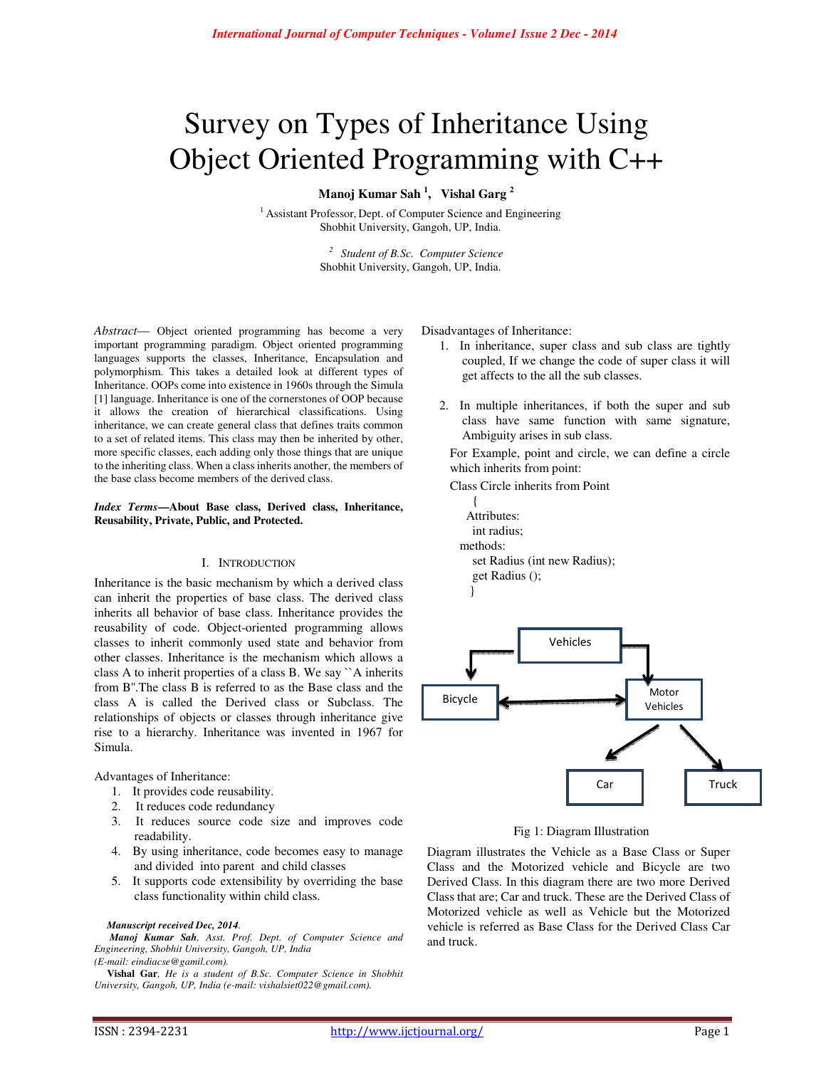# Survey on Types of Inheritance Using Object Oriented Programming with C++

**Manoj Kumar Sah [1], Vishal Garg [2]**

[1] Assistant Professor, Dept. of Computer Science and Engineering
Shobhit University, Gangoh, UP, India.

[2] *Student of B.Sc. Computer Science*
Shobhit University, Gangoh, UP, India.

*Abstract*— Object oriented programming has become a very important programming paradigm. Object oriented programming languages supports the classes, Inheritance, Encapsulation and polymorphism. This takes a detailed look at different types of Inheritance. OOPs come into existence in 1960s through the Simula [1] language. Inheritance is one of the cornerstones of OOP because it allows the creation of hierarchical classifications. Using inheritance, we can create general class that defines traits common to a set of related items. This class may then be inherited by other, more specific classes, each adding only those things that are unique to the inheriting class. When a class inherits another, the members of the base class become members of the derived class.

***Index Terms*—About Base class, Derived class, Inheritance, Reusability, Private, Public, and Protected.**

## I. Introduction

Inheritance is the basic mechanism by which a derived class can inherit the properties of base class. The derived class inherits all behavior of base class. Inheritance provides the reusability of code. Object-oriented programming allows classes to inherit commonly used state and behavior from other classes. Inheritance is the mechanism which allows a class A to inherit properties of a class B. We say ``A inherits from B''.The class B is referred to as the Base class and the class A is called the Derived class or Subclass. The relationships of objects or classes through inheritance give rise to a hierarchy. Inheritance was invented in 1967 for Simula.

Advantages of Inheritance:

1. It provides code reusability.
2. It reduces code redundancy
3. It reduces source code size and improves code readability.
4. By using inheritance, code becomes easy to manage and divided into parent and child classes
5. It supports code extensibility by overriding the base class functionality within child class.

***Manuscript received Dec, 2014.***

***Manoj Kumar Sah**, Asst. Prof. Dept. of Computer Science and Engineering, Shobhit University, Gangoh, UP, India*
*(E-mail: eindiacse@gamil.com).*

***Vishal Gar**, He is a student of B.Sc. Computer Science in Shobhit University, Gangoh, UP, India (e-mail: vishalsiet022@gmail.com).*

Disadvantages of Inheritance:

1. In inheritance, super class and sub class are tightly coupled, If we change the code of super class it will get affects to the all the sub classes.
2. In multiple inheritances, if both the super and sub class have same function with same signature, Ambiguity arises in sub class.

For Example, point and circle, we can define a circle which inherits from point:

```
Class Circle inherits from Point
  {
 Attributes:
   int radius;
 methods:
   set Radius (int new Radius);
   get Radius ();
  }
```

Vehicles → Bicycle, Motor Vehicles; Bicycle ↔ Motor Vehicles; Motor Vehicles → Car, Truck

Fig 1: Diagram Illustration

Diagram illustrates the Vehicle as a Base Class or Super Class and the Motorized vehicle and Bicycle are two Derived Class. In this diagram there are two more Derived Class that are; Car and truck. These are the Derived Class of Motorized vehicle as well as Vehicle but the Motorized vehicle is referred as Base Class for the Derived Class Car and truck.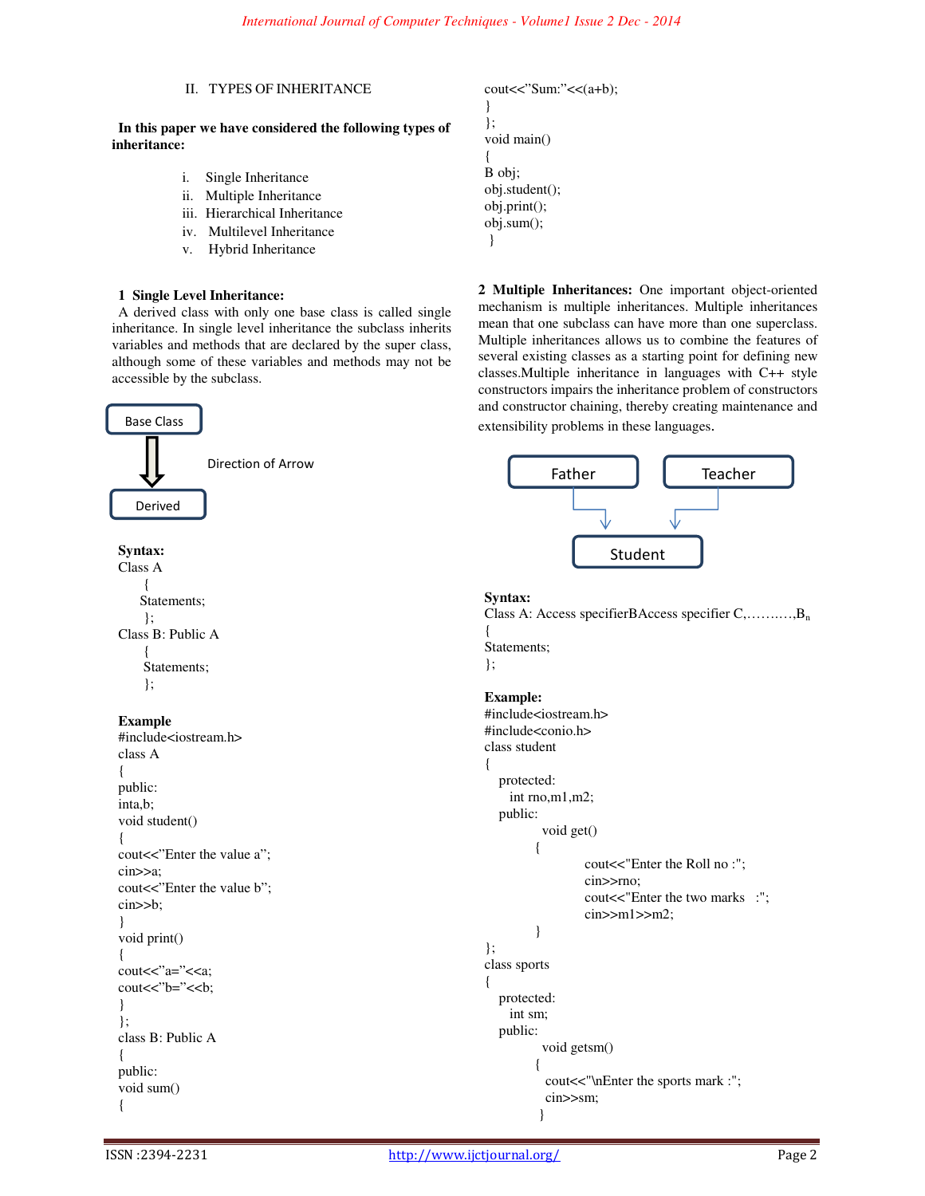## II. TYPES OF INHERITANCE

**In this paper we have considered the following types of inheritance:**

i. Single Inheritance
ii. Multiple Inheritance
iii. Hierarchical Inheritance
iv. Multilevel Inheritance
v. Hybrid Inheritance

### 1 Single Level Inheritance:

A derived class with only one base class is called single inheritance. In single level inheritance the subclass inherits variables and methods that are declared by the super class, although some of these variables and methods may not be accessible by the subclass.

Base Class → Derived (Direction of Arrow)

**Syntax:**

```
Class A
    {
    Statements;
    };
Class B: Public A
    {
    Statements;
    };
```

**Example**

```
#include<iostream.h>
class A
{
public:
inta,b;
void student()
{
cout<<"Enter the value a";
cin>>a;
cout<<"Enter the value b";
cin>>b;
}
void print()
{
cout<<"a="<<a;
cout<<"b="<<b;
}
};
class B: Public A
{
public:
void sum()
{
cout<<"Sum:"<<(a+b);
}
};
void main()
{
B obj;
obj.student();
obj.print();
obj.sum();
}
```

### 2 Multiple Inheritances:

One important object-oriented mechanism is multiple inheritances. Multiple inheritances mean that one subclass can have more than one superclass. Multiple inheritances allows us to combine the features of several existing classes as a starting point for defining new classes.Multiple inheritance in languages with C++ style constructors impairs the inheritance problem of constructors and constructor chaining, thereby creating maintenance and extensibility problems in these languages.

Father, Teacher → Student

**Syntax:**

Class A: Access specifierBAccess specifier C,……..…,$B_n$

```
{
Statements;
};
```

**Example:**

```
#include<iostream.h>
#include<conio.h>
class student
{
   protected:
     int rno,m1,m2;
   public:
          void get()
          {
               cout<<"Enter the Roll no :";
               cin>>rno;
               cout<<"Enter the two marks   :";
               cin>>m1>>m2;
          }
};
class sports
{
   protected:
     int sm;
   public:
          void getsm()
          {
           cout<<"\nEnter the sports mark :";
           cin>>sm;
          }
```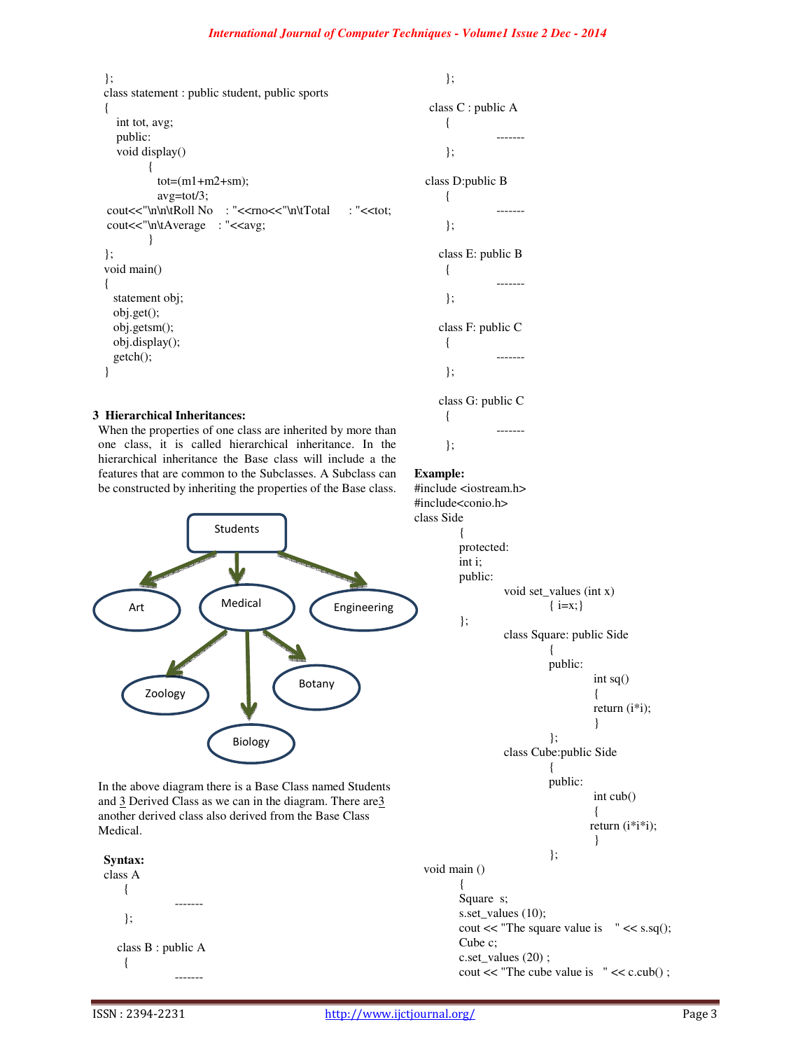```
};
class statement : public student, public sports
{
   int tot, avg;
   public:
   void display()
        {
           tot=(m1+m2+sm);
           avg=tot/3;
 cout<<"\n\n\tRoll No    : "<<rno<<"\n\tTotal      : "<<tot;
 cout<<"\n\tAverage    : "<<avg;
        }
};
void main()
{
   statement obj;
   obj.get();
   obj.getsm();
   obj.display();
   getch();
}
```

### 3 Hierarchical Inheritances:

When the properties of one class are inherited by more than one class, it is called hierarchical inheritance. In the hierarchical inheritance the Base class will include a the features that are common to the Subclasses. A Subclass can be constructed by inheriting the properties of the Base class.

In the above diagram there is a Base Class named Students and 3 Derived Class as we can in the diagram. There are3 another derived class also derived from the Base Class Medical.

**Syntax:**

```
class A
    {
            -------
    };

   class B : public A
    {
            -------
    };

 class C : public A
    {
            -------
    };

 class D:public B
    {
            -------
    };

   class E: public B
    {
            -------
    };

   class F: public C
    {
            -------
    };

   class G: public C
    {
            -------
    };
```

**Example:**

```
#include <iostream.h>
#include<conio.h>
class Side
        {
        protected:
        int i;
        public:
                void set_values (int x)
                        { i=x;}
        };
                class Square: public Side
                        {
                        public:
                                int sq()
                                {
                                return (i*i);
                                }
                        };
                class Cube:public Side
                        {
                        public:
                                int cub()
                                {
                                return (i*i*i);
                                }
                        };
 void main ()
        {
        Square  s;
        s.set_values (10);
        cout << "The square value is    " << s.sq();
        Cube c;
        c.set_values (20) ;
        cout << "The cube value is    " << c.cub() ;
```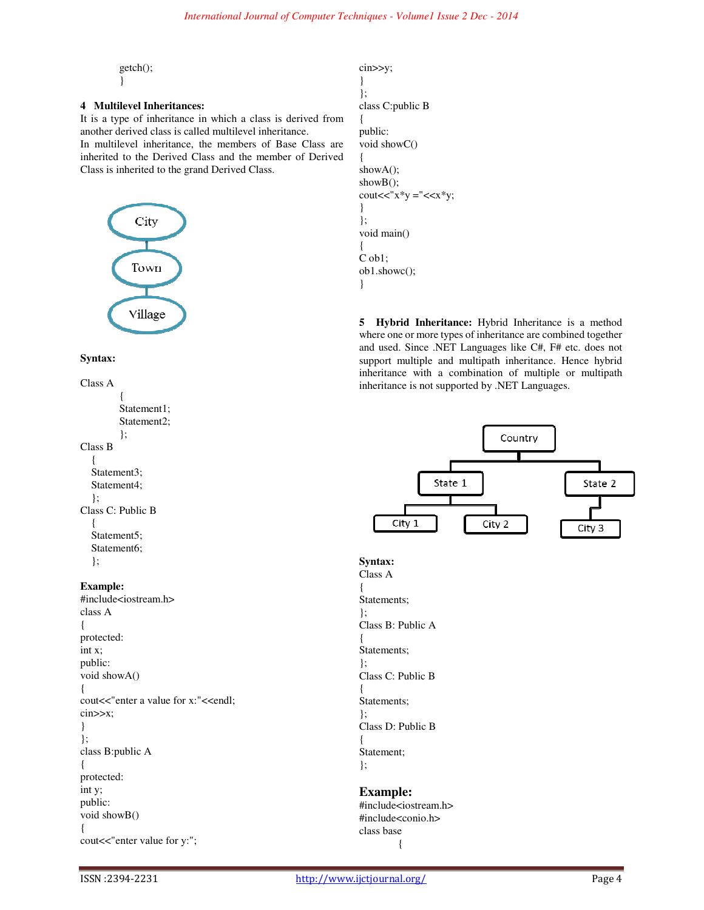```
getch();
}
```

**4 Multilevel Inheritances:**

It is a type of inheritance in which a class is derived from another derived class is called multilevel inheritance.

In multilevel inheritance, the members of Base Class are inherited to the Derived Class and the member of Derived Class is inherited to the grand Derived Class.

City

Town

Village

**Syntax:**

```
Class A
    {
    Statement1;
    Statement2;
    };
Class B
  {
  Statement3;
  Statement4;
  };
Class C: Public B
  {
  Statement5;
  Statement6;
  };
```

**Example:**

```
#include<iostream.h>
class A
{
protected:
int x;
public:
void showA()
{
cout<<"enter a value for x:"<<endl;
cin>>x;
}
};
class B:public A
{
protected:
int y;
public:
void showB()
{
cout<<"enter value for y:";
cin>>y;
}
};
class C:public B
{
public:
void showC()
{
showA();
showB();
cout<<"x*y ="<<x*y;
}
};
void main()
{
C ob1;
ob1.showc();
}
```

**5 Hybrid Inheritance:** Hybrid Inheritance is a method where one or more types of inheritance are combined together and used. Since .NET Languages like C#, F# etc. does not support multiple and multipath inheritance. Hence hybrid inheritance with a combination of multiple or multipath inheritance is not supported by .NET Languages.

Country

State 1 State 2

City 1 City 2 City 3

**Syntax:**

```
Class A
{
Statements;
};
Class B: Public A
{
Statements;
};
Class C: Public B
{
Statements;
};
Class D: Public B
{
Statement;
};
```

## Example:

```
#include<iostream.h>
#include<conio.h>
class base
    {
```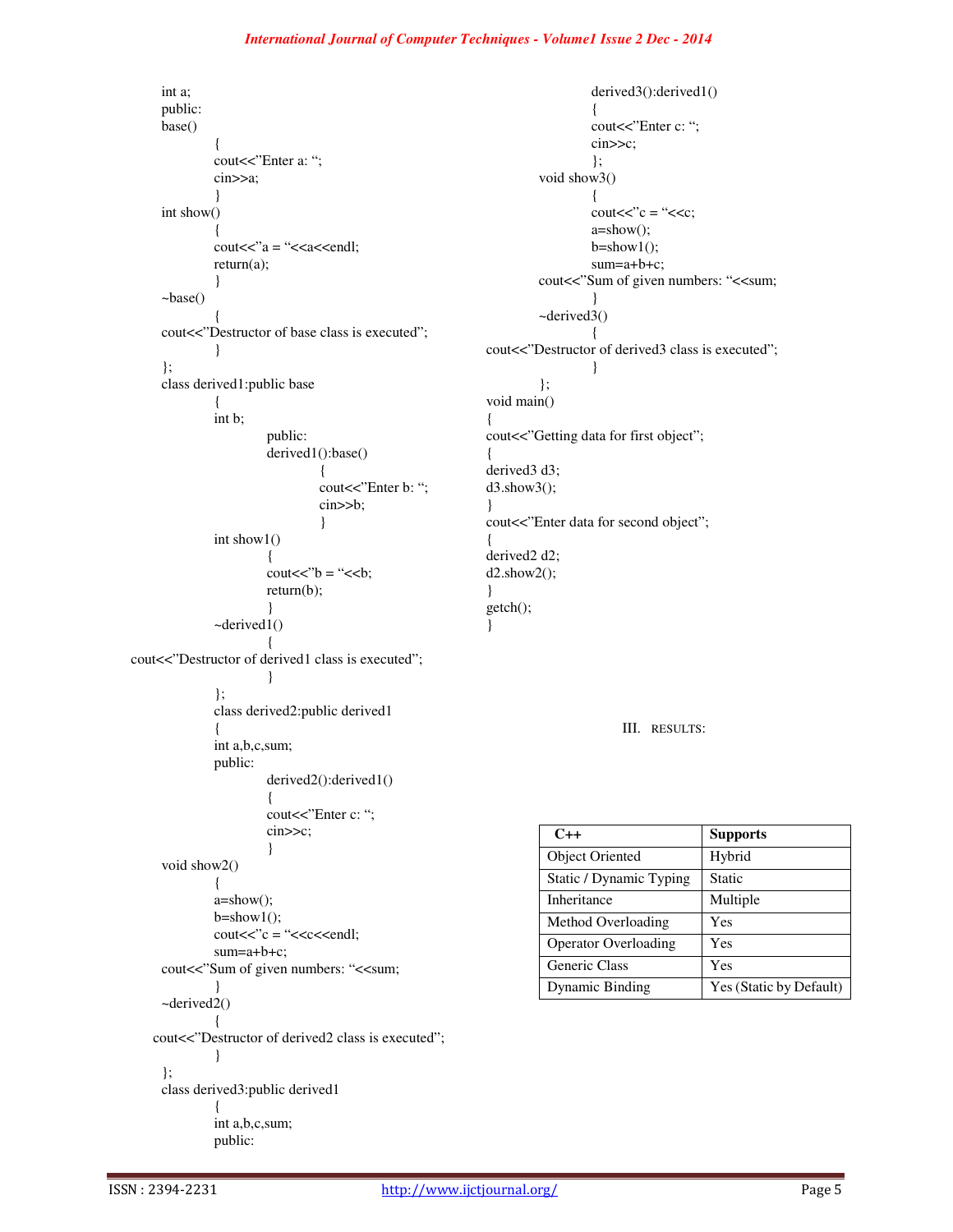```
int a;
public:
base()
        {
        cout<<"Enter a: ";
        cin>>a;
        }
int show()
        {
        cout<<"a = "<<a<<endl;
        return(a);
        }
~base()
        {
cout<<"Destructor of base class is executed";
        }
};
class derived1:public base
        {
        int b;
                public:
                derived1():base()
                        {
                        cout<<"Enter b: ";
                        cin>>b;
                        }
        int show1()
                {
                cout<<"b = "<<b;
                return(b);
                }
        ~derived1()
                {
cout<<"Destructor of derived1 class is executed";
                }
        };
        class derived2:public derived1
        {
        int a,b,c,sum;
        public:
                derived2():derived1()
                {
                cout<<"Enter c: ";
                cin>>c;
                }
void show2()
        {
        a=show();
        b=show1();
        cout<<"c = "<<c<<endl;
        sum=a+b+c;
cout<<"Sum of given numbers: "<<sum;
        }
~derived2()
        {
cout<<"Destructor of derived2 class is executed";
        }
};
class derived3:public derived1
        {
        int a,b,c,sum;
        public:
                derived3():derived1()
                {
                cout<<"Enter c: ";
                cin>>c;
                };
        void show3()
                {
                cout<<"c = "<<c;
                a=show();
                b=show1();
                sum=a+b+c;
        cout<<"Sum of given numbers: "<<sum;
                }
        ~derived3()
                {
cout<<"Destructor of derived3 class is executed";
                }
        };
void main()
{
cout<<"Getting data for first object";
{
derived3 d3;
d3.show3();
}
cout<<"Enter data for second object";
{
derived2 d2;
d2.show2();
}
getch();
}
```

## III. RESULTS:

| C++ | Supports |
|---|---|
| Object Oriented | Hybrid |
| Static / Dynamic Typing | Static |
| Inheritance | Multiple |
| Method Overloading | Yes |
| Operator Overloading | Yes |
| Generic Class | Yes |
| Dynamic Binding | Yes (Static by Default) |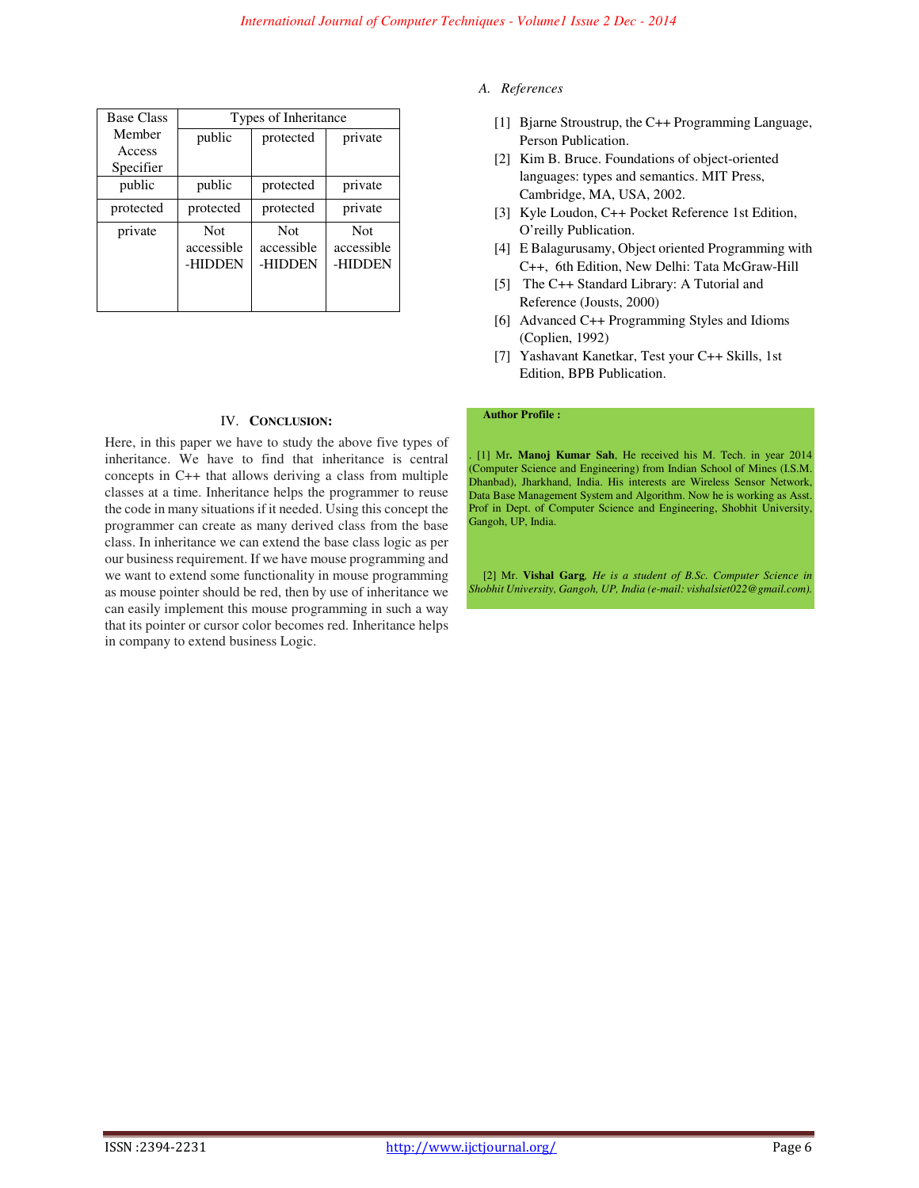| Base Class Member Access Specifier | Types of Inheritance | | |
|---|---|---|---|
| | public | protected | private |
| public | public | protected | private |
| protected | protected | protected | private |
| private | Not accessible -HIDDEN | Not accessible -HIDDEN | Not accessible -HIDDEN |

## IV. CONCLUSION:

Here, in this paper we have to study the above five types of inheritance. We have to find that inheritance is central concepts in C++ that allows deriving a class from multiple classes at a time. Inheritance helps the programmer to reuse the code in many situations if it needed. Using this concept the programmer can create as many derived class from the base class. In inheritance we can extend the base class logic as per our business requirement. If we have mouse programming and we want to extend some functionality in mouse programming as mouse pointer should be red, then by use of inheritance we can easily implement this mouse programming in such a way that its pointer or cursor color becomes red. Inheritance helps in company to extend business Logic.

### A. *References*

[1] Bjarne Stroustrup, the C++ Programming Language, Person Publication.

[2] Kim B. Bruce. Foundations of object-oriented languages: types and semantics. MIT Press, Cambridge, MA, USA, 2002.

[3] Kyle Loudon, C++ Pocket Reference 1st Edition, O'reilly Publication.

[4] E Balagurusamy, Object oriented Programming with C++, 6th Edition, New Delhi: Tata McGraw-Hill

[5] The C++ Standard Library: A Tutorial and Reference (Jousts, 2000)

[6] Advanced C++ Programming Styles and Idioms (Coplien, 1992)

[7] Yashavant Kanetkar, Test your C++ Skills, 1st Edition, BPB Publication.

**Author Profile :**

. [1] Mr**. Manoj Kumar Sah**, He received his M. Tech. in year 2014 (Computer Science and Engineering) from Indian School of Mines (I.S.M. Dhanbad), Jharkhand, India. His interests are Wireless Sensor Network, Data Base Management System and Algorithm. Now he is working as Asst. Prof in Dept. of Computer Science and Engineering, Shobhit University, Gangoh, UP, India.

[2] Mr. **Vishal Garg**, *He is a student of B.Sc. Computer Science in Shobhit University, Gangoh, UP, India (e-mail: vishalsiet022@gmail.com).*